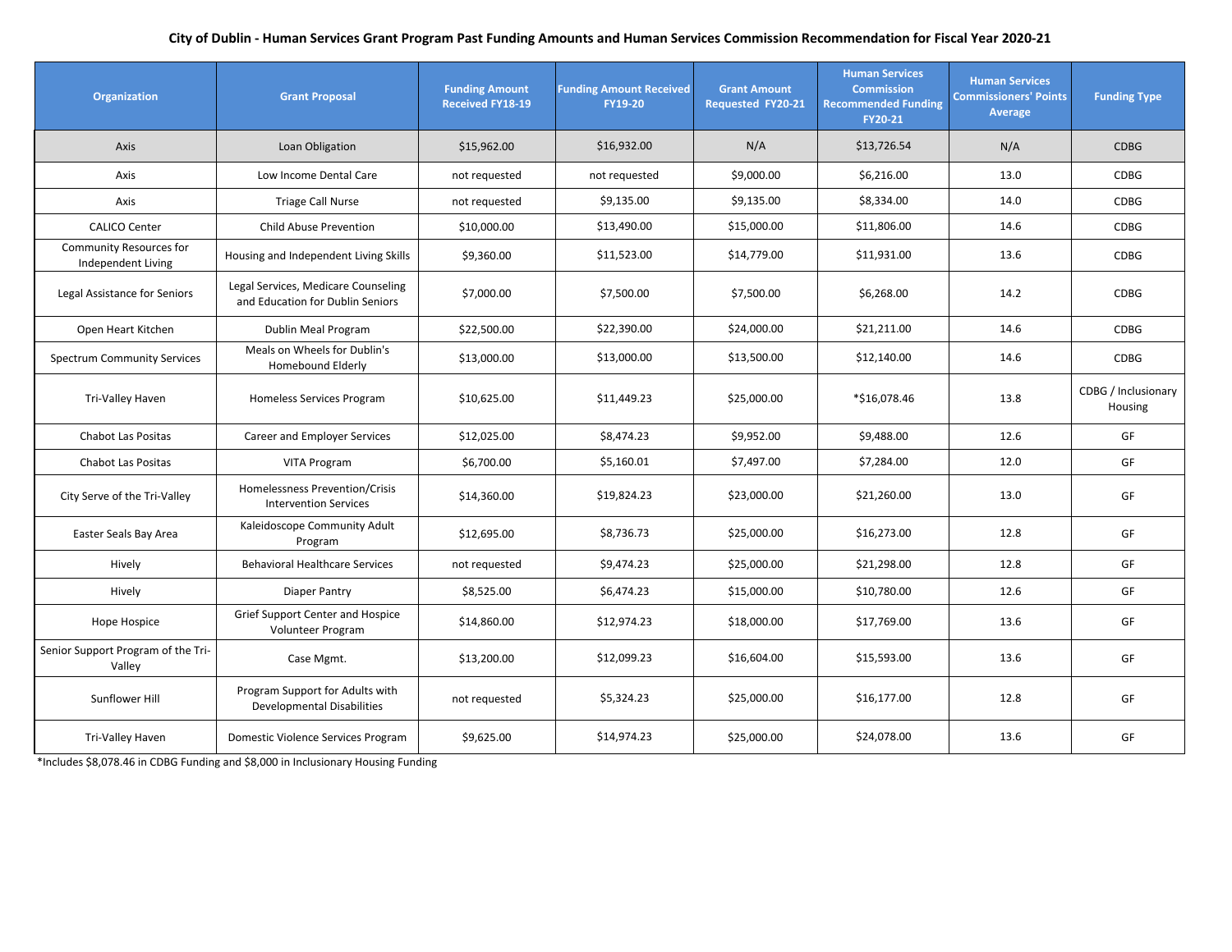**City of Dublin - Human Services Grant Program Past Funding Amounts and Human Services Commission Recommendation for Fiscal Year 2020-21**

| Organization | Grant Proposal | Funding Amount Received FY18-19 | Funding Amount Received FY19-20 | Grant Amount Requested FY20-21 | Human Services Commission Recommended Funding FY20-21 | Human Services Commissioners' Points Average | Funding Type |
|---|---|---|---|---|---|---|---|
| Axis | Loan Obligation | $15,962.00 | $16,932.00 | N/A | $13,726.54 | N/A | CDBG |
| Axis | Low Income Dental Care | not requested | not requested | $9,000.00 | $6,216.00 | 13.0 | CDBG |
| Axis | Triage Call Nurse | not requested | $9,135.00 | $9,135.00 | $8,334.00 | 14.0 | CDBG |
| CALICO Center | Child Abuse Prevention | $10,000.00 | $13,490.00 | $15,000.00 | $11,806.00 | 14.6 | CDBG |
| Community Resources for Independent Living | Housing and Independent Living Skills | $9,360.00 | $11,523.00 | $14,779.00 | $11,931.00 | 13.6 | CDBG |
| Legal Assistance for Seniors | Legal Services, Medicare Counseling and Education for Dublin Seniors | $7,000.00 | $7,500.00 | $7,500.00 | $6,268.00 | 14.2 | CDBG |
| Open Heart Kitchen | Dublin Meal Program | $22,500.00 | $22,390.00 | $24,000.00 | $21,211.00 | 14.6 | CDBG |
| Spectrum Community Services | Meals on Wheels for Dublin's Homebound Elderly | $13,000.00 | $13,000.00 | $13,500.00 | $12,140.00 | 14.6 | CDBG |
| Tri-Valley Haven | Homeless Services Program | $10,625.00 | $11,449.23 | $25,000.00 | *$16,078.46 | 13.8 | CDBG / Inclusionary Housing |
| Chabot Las Positas | Career and Employer Services | $12,025.00 | $8,474.23 | $9,952.00 | $9,488.00 | 12.6 | GF |
| Chabot Las Positas | VITA Program | $6,700.00 | $5,160.01 | $7,497.00 | $7,284.00 | 12.0 | GF |
| City Serve of the Tri-Valley | Homelessness Prevention/Crisis Intervention Services | $14,360.00 | $19,824.23 | $23,000.00 | $21,260.00 | 13.0 | GF |
| Easter Seals Bay Area | Kaleidoscope Community Adult Program | $12,695.00 | $8,736.73 | $25,000.00 | $16,273.00 | 12.8 | GF |
| Hively | Behavioral Healthcare Services | not requested | $9,474.23 | $25,000.00 | $21,298.00 | 12.8 | GF |
| Hively | Diaper Pantry | $8,525.00 | $6,474.23 | $15,000.00 | $10,780.00 | 12.6 | GF |
| Hope Hospice | Grief Support Center and Hospice Volunteer Program | $14,860.00 | $12,974.23 | $18,000.00 | $17,769.00 | 13.6 | GF |
| Senior Support Program of the Tri-Valley | Case Mgmt. | $13,200.00 | $12,099.23 | $16,604.00 | $15,593.00 | 13.6 | GF |
| Sunflower Hill | Program Support for Adults with Developmental Disabilities | not requested | $5,324.23 | $25,000.00 | $16,177.00 | 12.8 | GF |
| Tri-Valley Haven | Domestic Violence Services Program | $9,625.00 | $14,974.23 | $25,000.00 | $24,078.00 | 13.6 | GF |

*Includes $8,078.46 in CDBG Funding and $8,000 in Inclusionary Housing Funding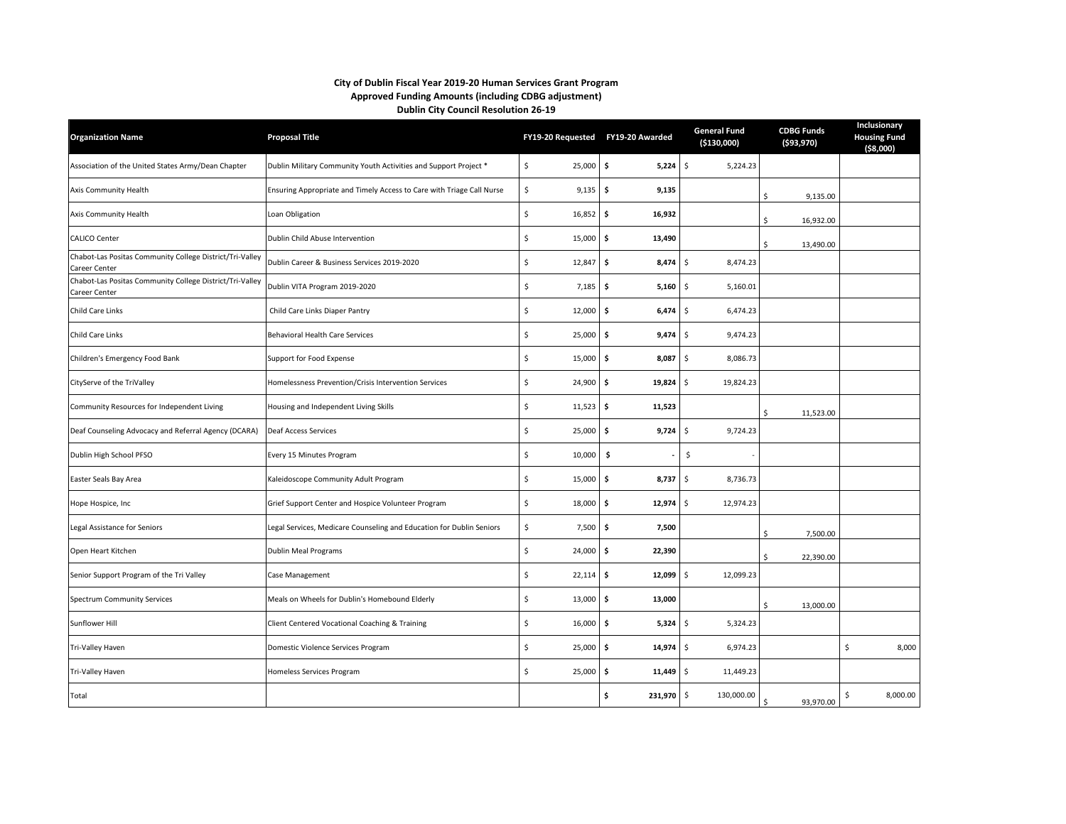**City of Dublin Fiscal Year 2019-20 Human Services Grant Program**
**Approved Funding Amounts (including CDBG adjustment)**
**Dublin City Council Resolution 26-19**

| Organization Name | Proposal Title | FY19-20 Requested | FY19-20 Awarded | General Fund ($130,000) | CDBG Funds ($93,970) | Inclusionary Housing Fund ($8,000) |
|---|---|---|---|---|---|---|
| Association of the United States Army/Dean Chapter | Dublin Military Community Youth Activities and Support Project * | $ 25,000 | **$ 5,224** | $ 5,224.23 | | |
| Axis Community Health | Ensuring Appropriate and Timely Access to Care with Triage Call Nurse | $ 9,135 | **$ 9,135** | | $ 9,135.00 | |
| Axis Community Health | Loan Obligation | $ 16,852 | **$ 16,932** | | $ 16,932.00 | |
| CALICO Center | Dublin Child Abuse Intervention | $ 15,000 | **$ 13,490** | | $ 13,490.00 | |
| Chabot-Las Positas Community College District/Tri-Valley Career Center | Dublin Career & Business Services 2019-2020 | $ 12,847 | **$ 8,474** | $ 8,474.23 | | |
| Chabot-Las Positas Community College District/Tri-Valley Career Center | Dublin VITA Program 2019-2020 | $ 7,185 | **$ 5,160** | $ 5,160.01 | | |
| Child Care Links | Child Care Links Diaper Pantry | $ 12,000 | **$ 6,474** | $ 6,474.23 | | |
| Child Care Links | Behavioral Health Care Services | $ 25,000 | **$ 9,474** | $ 9,474.23 | | |
| Children's Emergency Food Bank | Support for Food Expense | $ 15,000 | **$ 8,087** | $ 8,086.73 | | |
| CityServe of the TriValley | Homelessness Prevention/Crisis Intervention Services | $ 24,900 | **$ 19,824** | $ 19,824.23 | | |
| Community Resources for Independent Living | Housing and Independent Living Skills | $ 11,523 | **$ 11,523** | | $ 11,523.00 | |
| Deaf Counseling Advocacy and Referral Agency (DCARA) | Deaf Access Services | $ 25,000 | **$ 9,724** | $ 9,724.23 | | |
| Dublin High School PFSO | Every 15 Minutes Program | $ 10,000 | **$ -** | $ - | | |
| Easter Seals Bay Area | Kaleidoscope Community Adult Program | $ 15,000 | **$ 8,737** | $ 8,736.73 | | |
| Hope Hospice, Inc | Grief Support Center and Hospice Volunteer Program | $ 18,000 | **$ 12,974** | $ 12,974.23 | | |
| Legal Assistance for Seniors | Legal Services, Medicare Counseling and Education for Dublin Seniors | $ 7,500 | **$ 7,500** | | $ 7,500.00 | |
| Open Heart Kitchen | Dublin Meal Programs | $ 24,000 | **$ 22,390** | | $ 22,390.00 | |
| Senior Support Program of the Tri Valley | Case Management | $ 22,114 | **$ 12,099** | $ 12,099.23 | | |
| Spectrum Community Services | Meals on Wheels for Dublin's Homebound Elderly | $ 13,000 | **$ 13,000** | | $ 13,000.00 | |
| Sunflower Hill | Client Centered Vocational Coaching & Training | $ 16,000 | **$ 5,324** | $ 5,324.23 | | |
| Tri-Valley Haven | Domestic Violence Services Program | $ 25,000 | **$ 14,974** | $ 6,974.23 | | $ 8,000 |
| Tri-Valley Haven | Homeless Services Program | $ 25,000 | **$ 11,449** | $ 11,449.23 | | |
| Total | | | **$ 231,970** | $ 130,000.00 | $ 93,970.00 | $ 8,000.00 |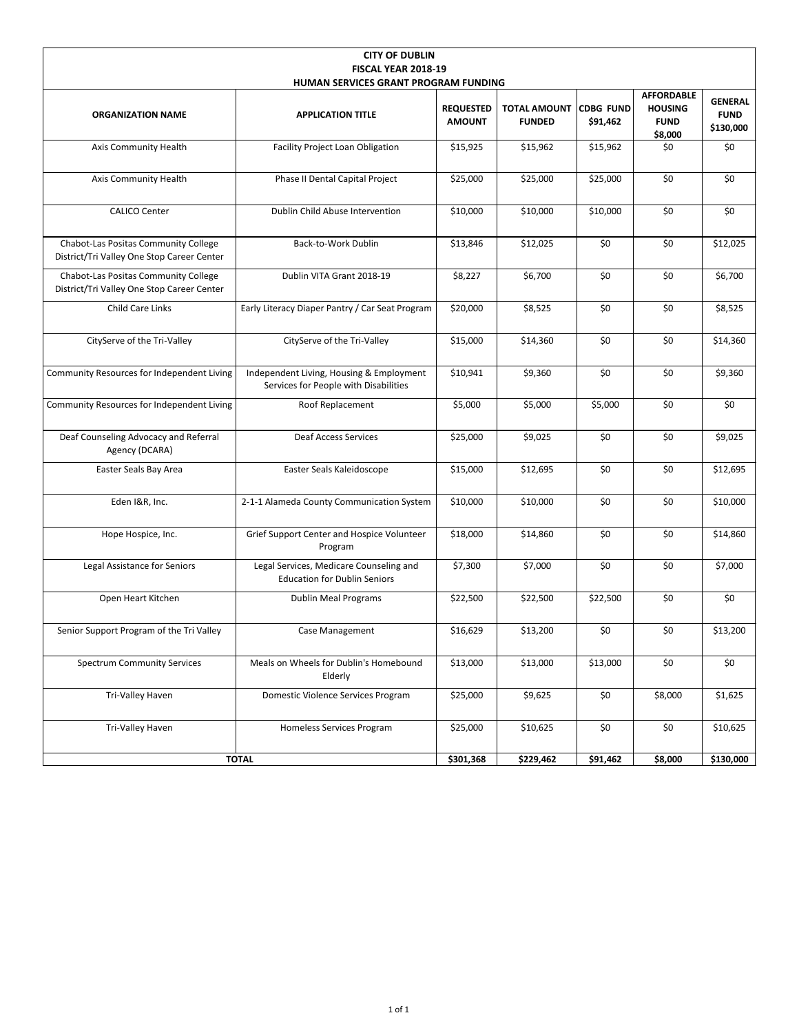**CITY OF DUBLIN**
**FISCAL YEAR 2018-19**
**HUMAN SERVICES GRANT PROGRAM FUNDING**

| ORGANIZATION NAME | APPLICATION TITLE | REQUESTED AMOUNT | TOTAL AMOUNT FUNDED | CDBG FUND $91,462 | AFFORDABLE HOUSING FUND $8,000 | GENERAL FUND $130,000 |
|---|---|---|---|---|---|---|
| Axis Community Health | Facility Project Loan Obligation | $15,925 | $15,962 | $15,962 | $0 | $0 |
| Axis Community Health | Phase II Dental Capital Project | $25,000 | $25,000 | $25,000 | $0 | $0 |
| CALICO Center | Dublin Child Abuse Intervention | $10,000 | $10,000 | $10,000 | $0 | $0 |
| Chabot-Las Positas Community College District/Tri Valley One Stop Career Center | Back-to-Work Dublin | $13,846 | $12,025 | $0 | $0 | $12,025 |
| Chabot-Las Positas Community College District/Tri Valley One Stop Career Center | Dublin VITA Grant 2018-19 | $8,227 | $6,700 | $0 | $0 | $6,700 |
| Child Care Links | Early Literacy Diaper Pantry / Car Seat Program | $20,000 | $8,525 | $0 | $0 | $8,525 |
| CityServe of the Tri-Valley | CityServe of the Tri-Valley | $15,000 | $14,360 | $0 | $0 | $14,360 |
| Community Resources for Independent Living | Independent Living, Housing & Employment Services for People with Disabilities | $10,941 | $9,360 | $0 | $0 | $9,360 |
| Community Resources for Independent Living | Roof Replacement | $5,000 | $5,000 | $5,000 | $0 | $0 |
| Deaf Counseling Advocacy and Referral Agency (DCARA) | Deaf Access Services | $25,000 | $9,025 | $0 | $0 | $9,025 |
| Easter Seals Bay Area | Easter Seals Kaleidoscope | $15,000 | $12,695 | $0 | $0 | $12,695 |
| Eden I&R, Inc. | 2-1-1 Alameda County Communication System | $10,000 | $10,000 | $0 | $0 | $10,000 |
| Hope Hospice, Inc. | Grief Support Center and Hospice Volunteer Program | $18,000 | $14,860 | $0 | $0 | $14,860 |
| Legal Assistance for Seniors | Legal Services, Medicare Counseling and Education for Dublin Seniors | $7,300 | $7,000 | $0 | $0 | $7,000 |
| Open Heart Kitchen | Dublin Meal Programs | $22,500 | $22,500 | $22,500 | $0 | $0 |
| Senior Support Program of the Tri Valley | Case Management | $16,629 | $13,200 | $0 | $0 | $13,200 |
| Spectrum Community Services | Meals on Wheels for Dublin's Homebound Elderly | $13,000 | $13,000 | $13,000 | $0 | $0 |
| Tri-Valley Haven | Domestic Violence Services Program | $25,000 | $9,625 | $0 | $8,000 | $1,625 |
| Tri-Valley Haven | Homeless Services Program | $25,000 | $10,625 | $0 | $0 | $10,625 |
| **TOTAL** | | **$301,368** | **$229,462** | **$91,462** | **$8,000** | **$130,000** |